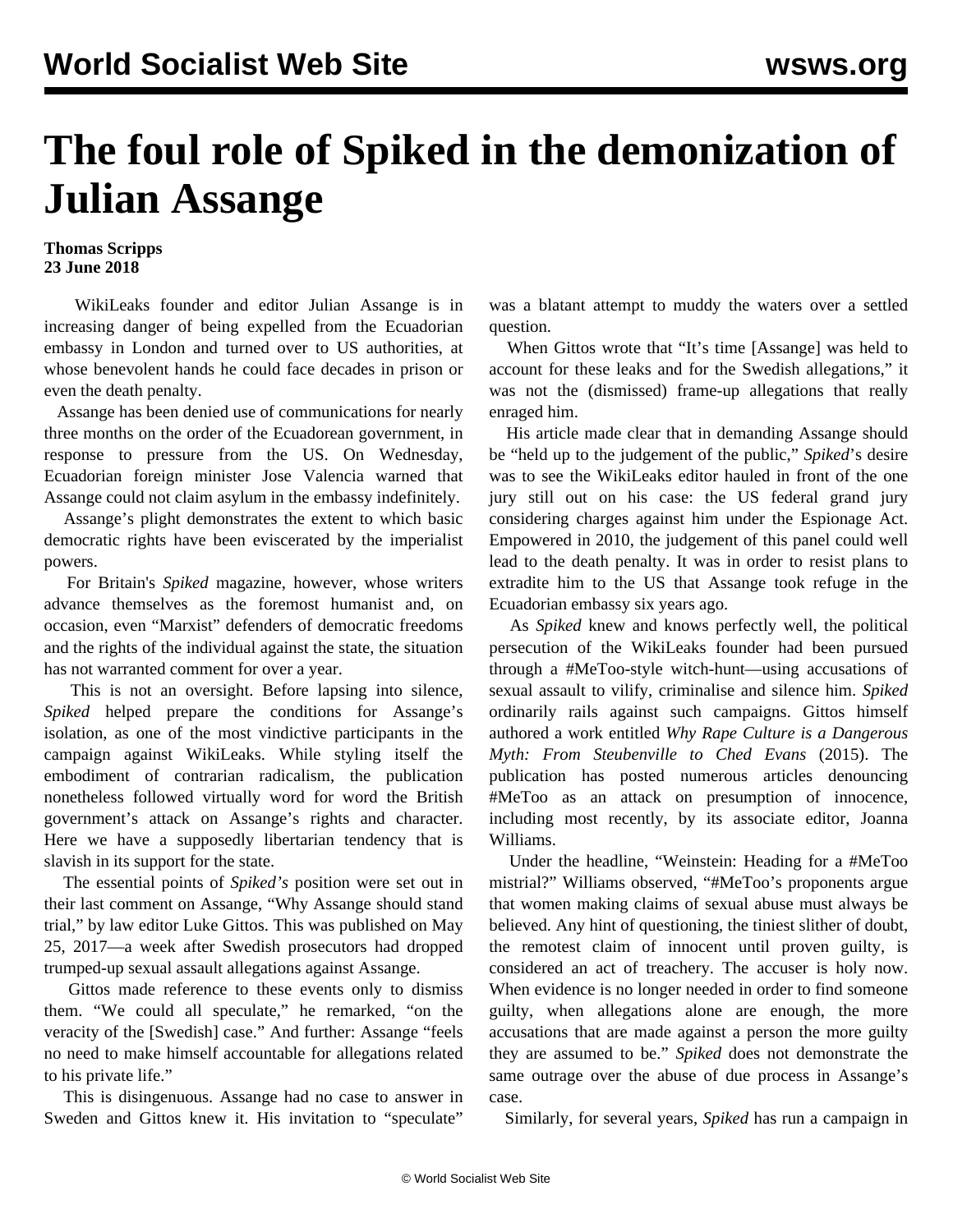# The foul role of Spiked in the demonization of Julian Assange

**Thomas Scripps**
**23 June 2018**

WikiLeaks founder and editor Julian Assange is in increasing danger of being expelled from the Ecuadorian embassy in London and turned over to US authorities, at whose benevolent hands he could face decades in prison or even the death penalty.

Assange has been denied use of communications for nearly three months on the order of the Ecuadorean government, in response to pressure from the US. On Wednesday, Ecuadorian foreign minister Jose Valencia warned that Assange could not claim asylum in the embassy indefinitely.

Assange's plight demonstrates the extent to which basic democratic rights have been eviscerated by the imperialist powers.

For Britain's *Spiked* magazine, however, whose writers advance themselves as the foremost humanist and, on occasion, even "Marxist" defenders of democratic freedoms and the rights of the individual against the state, the situation has not warranted comment for over a year.

This is not an oversight. Before lapsing into silence, *Spiked* helped prepare the conditions for Assange's isolation, as one of the most vindictive participants in the campaign against WikiLeaks. While styling itself the embodiment of contrarian radicalism, the publication nonetheless followed virtually word for word the British government's attack on Assange's rights and character. Here we have a supposedly libertarian tendency that is slavish in its support for the state.

The essential points of *Spiked's* position were set out in their last comment on Assange, "Why Assange should stand trial," by law editor Luke Gittos. This was published on May 25, 2017—a week after Swedish prosecutors had dropped trumped-up sexual assault allegations against Assange.

Gittos made reference to these events only to dismiss them. "We could all speculate," he remarked, "on the veracity of the [Swedish] case." And further: Assange "feels no need to make himself accountable for allegations related to his private life."

This is disingenuous. Assange had no case to answer in Sweden and Gittos knew it. His invitation to "speculate" was a blatant attempt to muddy the waters over a settled question.

When Gittos wrote that "It's time [Assange] was held to account for these leaks and for the Swedish allegations," it was not the (dismissed) frame-up allegations that really enraged him.

His article made clear that in demanding Assange should be "held up to the judgement of the public," *Spiked*'s desire was to see the WikiLeaks editor hauled in front of the one jury still out on his case: the US federal grand jury considering charges against him under the Espionage Act. Empowered in 2010, the judgement of this panel could well lead to the death penalty. It was in order to resist plans to extradite him to the US that Assange took refuge in the Ecuadorian embassy six years ago.

As *Spiked* knew and knows perfectly well, the political persecution of the WikiLeaks founder had been pursued through a #MeToo-style witch-hunt—using accusations of sexual assault to vilify, criminalise and silence him. *Spiked* ordinarily rails against such campaigns. Gittos himself authored a work entitled *Why Rape Culture is a Dangerous Myth: From Steubenville to Ched Evans* (2015). The publication has posted numerous articles denouncing #MeToo as an attack on presumption of innocence, including most recently, by its associate editor, Joanna Williams.

Under the headline, "Weinstein: Heading for a #MeToo mistrial?" Williams observed, "#MeToo's proponents argue that women making claims of sexual abuse must always be believed. Any hint of questioning, the tiniest slither of doubt, the remotest claim of innocent until proven guilty, is considered an act of treachery. The accuser is holy now. When evidence is no longer needed in order to find someone guilty, when allegations alone are enough, the more accusations that are made against a person the more guilty they are assumed to be." *Spiked* does not demonstrate the same outrage over the abuse of due process in Assange's case.

Similarly, for several years, *Spiked* has run a campaign in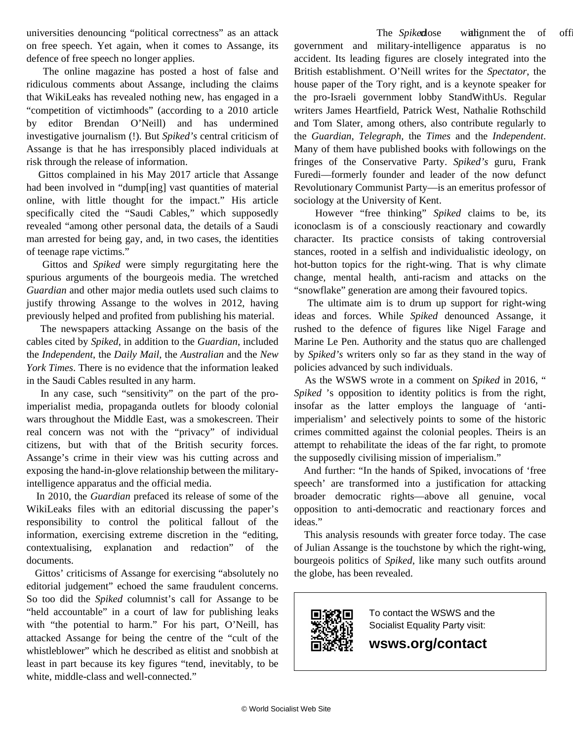universities denouncing "political correctness" as an attack on free speech. Yet again, when it comes to Assange, its defence of free speech no longer applies.

The online magazine has posted a host of false and ridiculous comments about Assange, including the claims that WikiLeaks has revealed nothing new, has engaged in a "competition of victimhoods" (according to a 2010 article by editor Brendan O'Neill) and has undermined investigative journalism (!). But *Spiked's* central criticism of Assange is that he has irresponsibly placed individuals at risk through the release of information.

Gittos complained in his May 2017 article that Assange had been involved in "dump[ing] vast quantities of material online, with little thought for the impact." His article specifically cited the "Saudi Cables," which supposedly revealed "among other personal data, the details of a Saudi man arrested for being gay, and, in two cases, the identities of teenage rape victims."

Gittos and *Spiked* were simply regurgitating here the spurious arguments of the bourgeois media. The wretched *Guardian* and other major media outlets used such claims to justify throwing Assange to the wolves in 2012, having previously helped and profited from publishing his material.

The newspapers attacking Assange on the basis of the cables cited by *Spiked*, in addition to the *Guardian*, included the *Independent*, the *Daily Mail*, the *Australian* and the *New York Times*. There is no evidence that the information leaked in the Saudi Cables resulted in any harm.

In any case, such "sensitivity" on the part of the pro-imperialist media, propaganda outlets for bloody colonial wars throughout the Middle East, was a smokescreen. Their real concern was not with the "privacy" of individual citizens, but with that of the British security forces. Assange's crime in their view was his cutting across and exposing the hand-in-glove relationship between the military-intelligence apparatus and the official media.

In 2010, the *Guardian* prefaced its release of some of the WikiLeaks files with an editorial discussing the paper's responsibility to control the political fallout of the information, exercising extreme discretion in the "editing, contextualising, explanation and redaction" of the documents.

Gittos' criticisms of Assange for exercising "absolutely no editorial judgement" echoed the same fraudulent concerns. So too did the *Spiked* columnist's call for Assange to be "held accountable" in a court of law for publishing leaks with "the potential to harm." For his part, O'Neill, has attacked Assange for being the centre of the "cult of the whistleblower" which he described as elitist and snobbish at least in part because its key figures "tend, inevitably, to be white, middle-class and well-connected."

The *Spiked* close alignment with the of official government and military-intelligence apparatus is no accident. Its leading figures are closely integrated into the British establishment. O'Neill writes for the *Spectator*, the house paper of the Tory right, and is a keynote speaker for the pro-Israeli government lobby StandWithUs. Regular writers James Heartfield, Patrick West, Nathalie Rothschild and Tom Slater, among others, also contribute regularly to the *Guardian*, *Telegraph*, the *Times* and the *Independent*. Many of them have published books with followings on the fringes of the Conservative Party. *Spiked's* guru, Frank Furedi—formerly founder and leader of the now defunct Revolutionary Communist Party—is an emeritus professor of sociology at the University of Kent.

However "free thinking" *Spiked* claims to be, its iconoclasm is of a consciously reactionary and cowardly character. Its practice consists of taking controversial stances, rooted in a selfish and individualistic ideology, on hot-button topics for the right-wing. That is why climate change, mental health, anti-racism and attacks on the "snowflake" generation are among their favoured topics.

The ultimate aim is to drum up support for right-wing ideas and forces. While *Spiked* denounced Assange, it rushed to the defence of figures like Nigel Farage and Marine Le Pen. Authority and the status quo are challenged by *Spiked's* writers only so far as they stand in the way of policies advanced by such individuals.

As the WSWS wrote in a comment on *Spiked* in 2016, "*Spiked* 's opposition to identity politics is from the right, insofar as the latter employs the language of 'anti-imperialism' and selectively points to some of the historic crimes committed against the colonial peoples. Theirs is an attempt to rehabilitate the ideas of the far right, to promote the supposedly civilising mission of imperialism."

And further: "In the hands of Spiked, invocations of 'free speech' are transformed into a justification for attacking broader democratic rights—above all genuine, vocal opposition to anti-democratic and reactionary forces and ideas."

This analysis resounds with greater force today. The case of Julian Assange is the touchstone by which the right-wing, bourgeois politics of *Spiked*, like many such outfits around the globe, has been revealed.

To contact the WSWS and the Socialist Equality Party visit:

**wsws.org/contact**